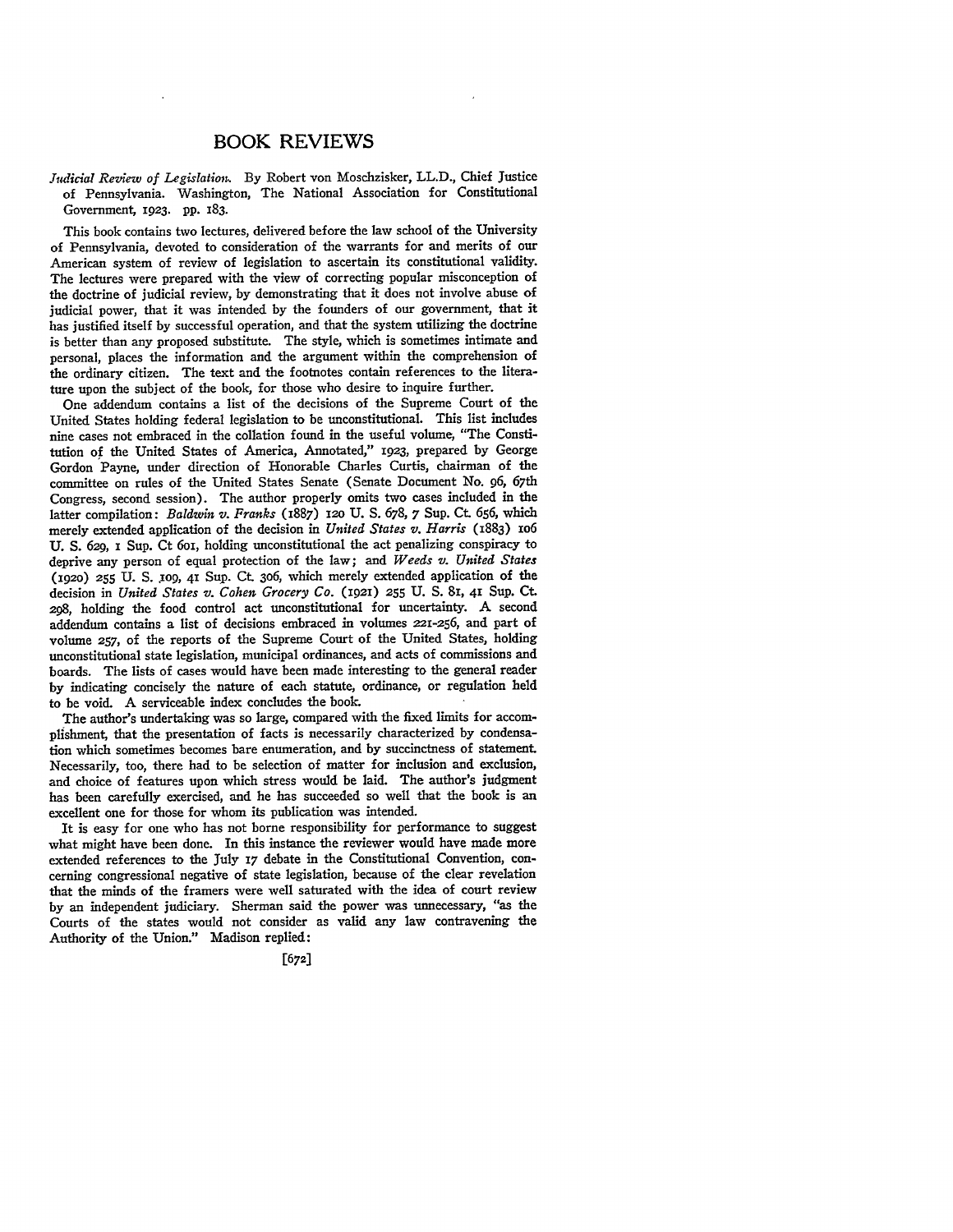# BOOK REVIEWS

*Judicial Review of Legislation.* By Robert von Moschzisker, LL.D., Chief Justice of Pennsylvania. Washington, The National Association for Constitutional Government, 1923. pp. 183.

This book contains two lectures, delivered before the law school of the University of Pennsylvania, devoted to consideration of the warrants for and merits of our American system of review of legislation to ascertain its constitutional validity. The lectures were prepared with the view of correcting popular misconception of the doctrine of judicial review, by demonstrating that it does not involve abuse of judicial power, that it was intended by the founders of our government, that it has justified itself by successful operation, and that the system utilizing the doctrine is better than any proposed substitute. The style, which is sometimes intimate and personal, places the information and the argument within the comprehension of the ordinary citizen. The text and the footnotes contain references to the literature upon the subject of the book, for those who desire to inquire further.

One addendum contains a list of the decisions of the Supreme Court of the United States holding federal legislation to be unconstitutional. This list includes nine cases not embraced in the collation found in the useful volume, "The Constitution of the United States of America, Annotated," 1923, prepared by George Gordon Payne, under direction of Honorable Charles Curtis, chairman of the committee on rules of the United States Senate (Senate Document No. 96, 67th Congress, second session). The author properly omits two cases included in the latter compilation: *Baldwin v. Franks* (1887) 120 U. S. 678, 7 Sup. Ct. 656, which merely extended application of the decision in *United States v. Harris* (1883) 106 U. S. 629, 1 Sup. Ct 601, holding unconstitutional the act penalizing conspiracy to deprive any person of equal protection of the law; and *Weeds v. United States* (1920) 255 U. S. 109, 41 Sup. Ct. 306, which merely extended application of the decision in *United States v. Cohen Grocery Co.* (1921) 255 U. S. 81, 41 Sup. Ct. 298, holding the food control act unconstitutional for uncertainty. A second addendum contains a list of decisions embraced in volumes 221-256, and part of volume 257, of the reports of the Supreme Court of the United States, holding unconstitutional state legislation, municipal ordinances, and acts of commissions and boards. The lists of cases would have been made interesting to the general reader by indicating concisely the nature of each statute, ordinance, or regulation held to be void. A serviceable index concludes the book.

The author's undertaking was so large, compared with the fixed limits for accomplishment, that the presentation of facts is necessarily characterized by condensation which sometimes becomes bare enumeration, and by succinctness of statement. Necessarily, too, there had to be selection of matter for inclusion and exclusion, and choice of features upon which stress would be laid. The author's judgment has been carefully exercised, and he has succeeded so well that the book is an excellent one for those for whom its publication was intended.

It is easy for one who has not borne responsibility for performance to suggest what might have been done. In this instance the reviewer would have made more extended references to the July 17 debate in the Constitutional Convention, concerning congressional negative of state legislation, because of the clear revelation that the minds of the framers were well saturated with the idea of court review by an independent judiciary. Sherman said the power was unnecessary, "as the Courts of the states would not consider as valid any law contravening the Authority of the Union." Madison replied: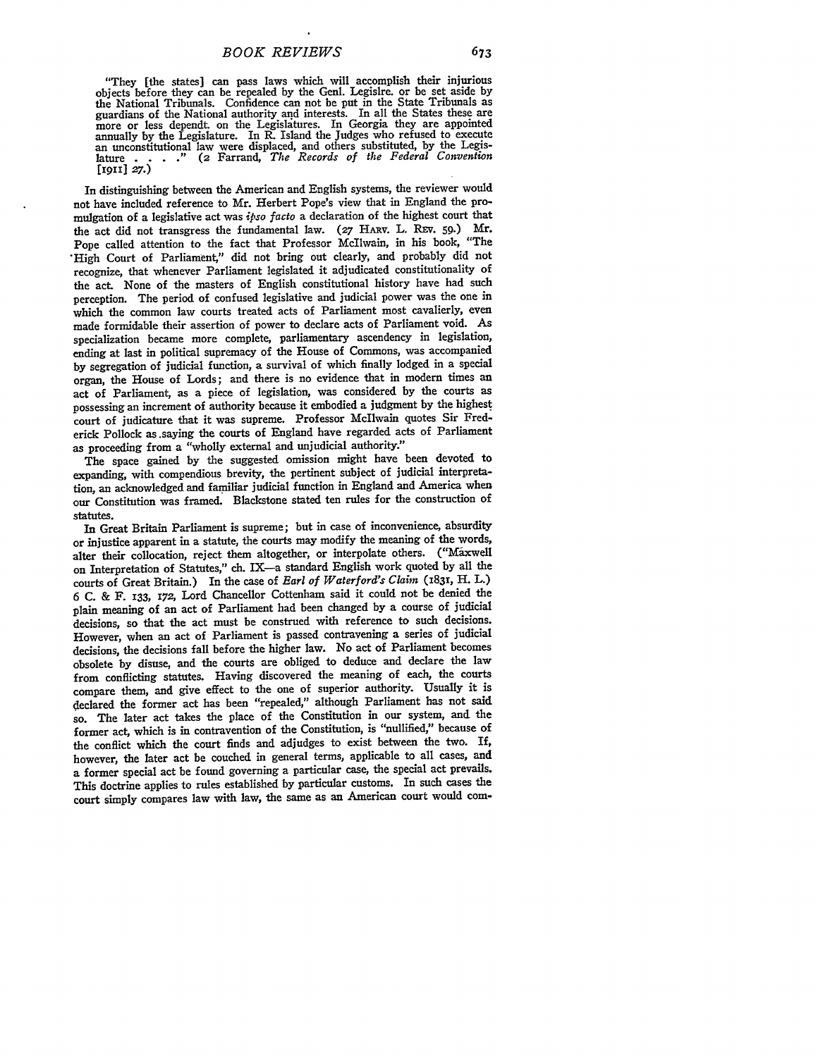> "They [the states] can pass laws which will accomplish their injurious objects before they can be repealed by the Genl. Legislre. or be set aside by the National Tribunals. Confidence can not be put in the State Tribunals as guardians of the National authority and interests. In all the States these are more or less dependt. on the Legislatures. In Georgia they are appointed annually by the Legislature. In R. Island the Judges who refused to execute an unconstitutional law were displaced, and others substituted, by the Legislature . . . ." (2 Farrand, *The Records of the Federal Convention* [1911] 27.)

In distinguishing between the American and English systems, the reviewer would not have included reference to Mr. Herbert Pope's view that in England the promulgation of a legislative act was *ipso facto* a declaration of the highest court that the act did not transgress the fundamental law. (27 HARV. L. REV. 59.) Mr. Pope called attention to the fact that Professor McIlwain, in his book, "The High Court of Parliament," did not bring out clearly, and probably did not recognize, that whenever Parliament legislated it adjudicated constitutionality of the act. None of the masters of English constitutional history have had such perception. The period of confused legislative and judicial power was the one in which the common law courts treated acts of Parliament most cavalierly, even made formidable their assertion of power to declare acts of Parliament void. As specialization became more complete, parliamentary ascendency in legislation, ending at last in political supremacy of the House of Commons, was accompanied by segregation of judicial function, a survival of which finally lodged in a special organ, the House of Lords; and there is no evidence that in modern times an act of Parliament, as a piece of legislation, was considered by the courts as possessing an increment of authority because it embodied a judgment by the highest court of judicature that it was supreme. Professor McIlwain quotes Sir Frederick Pollock as saying the courts of England have regarded acts of Parliament as proceeding from a "wholly external and unjudicial authority."

The space gained by the suggested omission might have been devoted to expanding, with compendious brevity, the pertinent subject of judicial interpretation, an acknowledged and familiar judicial function in England and America when our Constitution was framed. Blackstone stated ten rules for the construction of statutes.

In Great Britain Parliament is supreme; but in case of inconvenience, absurdity or injustice apparent in a statute, the courts may modify the meaning of the words, alter their collocation, reject them altogether, or interpolate others. ("Maxwell on Interpretation of Statutes," ch. IX—a standard English work quoted by all the courts of Great Britain.) In the case of *Earl of Waterford's Claim* (1831, H. L.) 6 C. & F. 133, 172, Lord Chancellor Cottenham said it could not be denied the plain meaning of an act of Parliament had been changed by a course of judicial decisions, so that the act must be construed with reference to such decisions. However, when an act of Parliament is passed contravening a series of judicial decisions, the decisions fall before the higher law. No act of Parliament becomes obsolete by disuse, and the courts are obliged to deduce and declare the law from conflicting statutes. Having discovered the meaning of each, the courts compare them, and give effect to the one of superior authority. Usually it is declared the former act has been "repealed," although Parliament has not said so. The later act takes the place of the Constitution in our system, and the former act, which is in contravention of the Constitution, is "nullified," because of the conflict which the court finds and adjudges to exist between the two. If, however, the later act be couched in general terms, applicable to all cases, and a former special act be found governing a particular case, the special act prevails. This doctrine applies to rules established by particular customs. In such cases the court simply compares law with law, the same as an American court would com-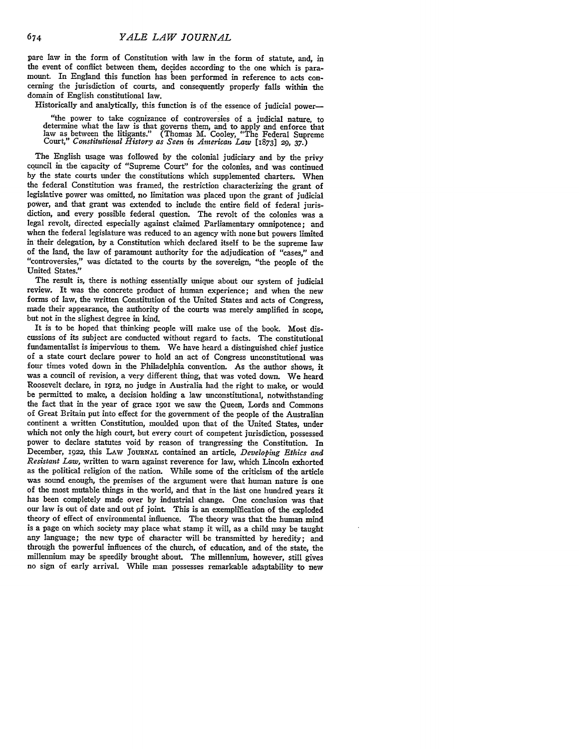pare law in the form of Constitution with law in the form of statute, and, in the event of conflict between them, decides according to the one which is paramount. In England this function has been performed in reference to acts concerning the jurisdiction of courts, and consequently properly falls within the domain of English constitutional law.

Historically and analytically, this function is of the essence of judicial power—

> "the power to take cognizance of controversies of a judicial nature, to determine what the law is that governs them, and to apply and enforce that law as between the litigants." (Thomas M. Cooley, "The Federal Supreme Court," *Constitutional History as Seen in American Law* [1873] 29, 37.)

The English usage was followed by the colonial judiciary and by the privy council in the capacity of "Supreme Court" for the colonies, and was continued by the state courts under the constitutions which supplemented charters. When the federal Constitution was framed, the restriction characterizing the grant of legislative power was omitted, no limitation was placed upon the grant of judicial power, and that grant was extended to include the entire field of federal jurisdiction, and every possible federal question. The revolt of the colonies was a legal revolt, directed especially against claimed Parliamentary omnipotence; and when the federal legislature was reduced to an agency with none but powers limited in their delegation, by a Constitution which declared itself to be the supreme law of the land, the law of paramount authority for the adjudication of "cases," and "controversies," was dictated to the courts by the sovereign, "the people of the United States."

The result is, there is nothing essentially unique about our system of judicial review. It was the concrete product of human experience; and when the new forms of law, the written Constitution of the United States and acts of Congress, made their appearance, the authority of the courts was merely amplified in scope, but not in the slighest degree in kind.

It is to be hoped that thinking people will make use of the book. Most discussions of its subject are conducted without regard to facts. The constitutional fundamentalist is impervious to them. We have heard a distinguished chief justice of a state court declare power to hold an act of Congress unconstitutional was four times voted down in the Philadelphia convention. As the author shows, it was a council of revision, a very different thing, that was voted down. We heard Roosevelt declare, in 1912, no judge in Australia had the right to make, or would be permitted to make, a decision holding a law unconstitutional, notwithstanding the fact that in the year of grace 1901 we saw the Queen, Lords and Commons of Great Britain put into effect for the government of the people of the Australian continent a written Constitution, moulded upon that of the United States, under which not only the high court, but every court of competent jurisdiction, possessed power to declare statutes void by reason of trangressing the Constitution. In December, 1922, this LAW JOURNAL contained an article, *Developing Ethics and Resistant Law,* written to warn against reverence for law, which Lincoln exhorted as the political religion of the nation. While some of the criticism of the article was sound enough, the premises of the argument were that human nature is one of the most mutable things in the world, and that in the last one hundred years it has been completely made over by industrial change. One conclusion was that our law is out of date and out of joint. This is an exemplification of the exploded theory of effect of environmental influence. The theory was that the human mind is a page on which society may place what stamp it will, as a child may be taught any language; the new type of character will be transmitted by heredity; and through the powerful influences of the church, of education, and of the state, the millennium may be speedily brought about. The millennium, however, still gives no sign of early arrival. While man possesses remarkable adaptability to new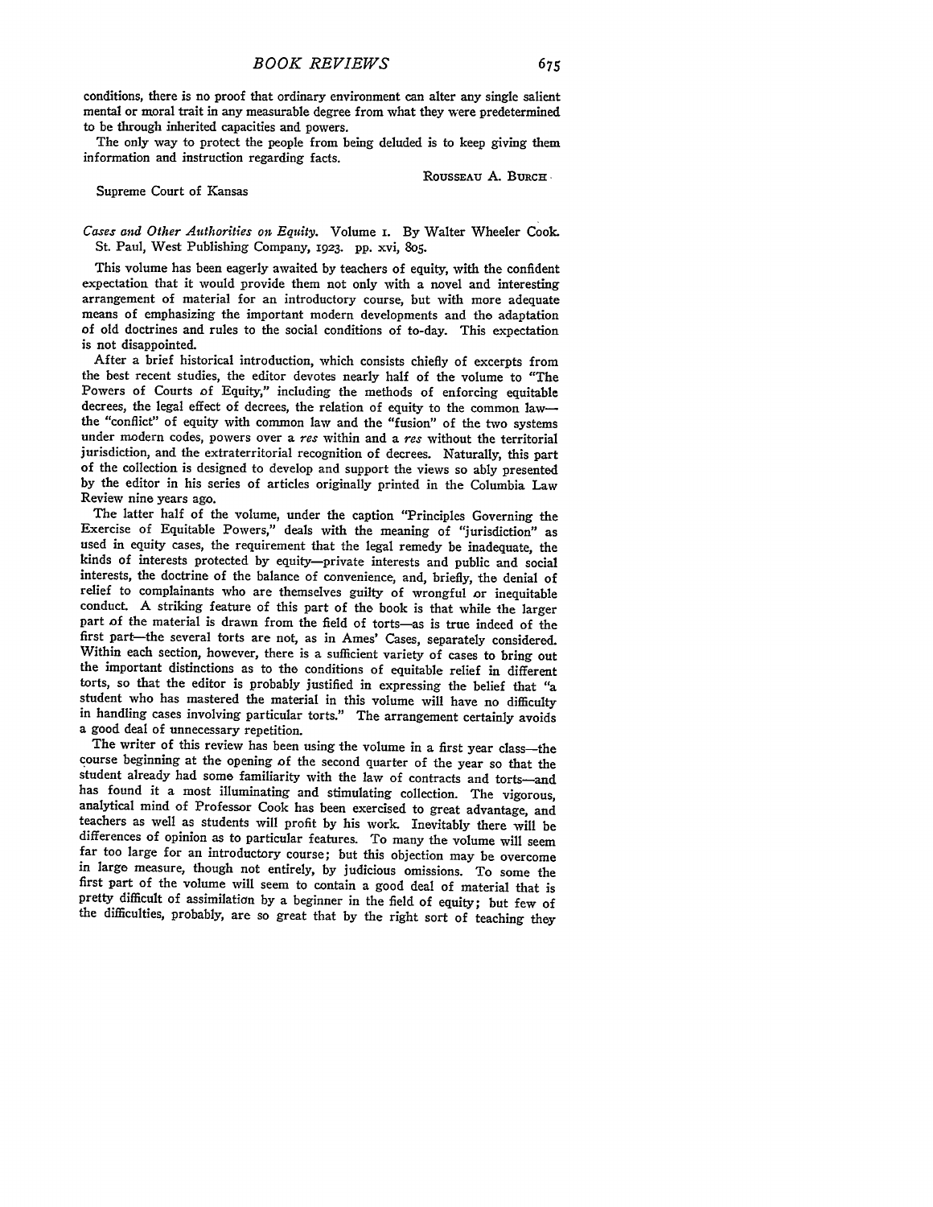conditions, there is no proof that ordinary environment can alter any single salient mental or moral trait in any measurable degree from what they were predetermined to be through inherited capacities and powers.

The only way to protect the people from being deluded is to keep giving them information and instruction regarding facts.

ROUSSEAU A. BURCH

Supreme Court of Kansas

*Cases and Other Authorities on Equity.* Volume I. By Walter Wheeler Cook. St. Paul, West Publishing Company, 1923. pp. xvi, 805.

This volume has been eagerly awaited by teachers of equity, with the confident expectation that it would provide them not only with a novel and interesting arrangement of material for an introductory course, but with more adequate means of emphasizing the important modern developments and the adaptation of old doctrines and rules to the social conditions of to-day. This expectation is not disappointed.

After a brief historical introduction, which consists chiefly of excerpts from the best recent studies, the editor devotes nearly half of the volume to "The Powers of Courts of Equity," including the methods of enforcing equitable decrees, the legal effect of decrees, the relation of equity to the common law—the "conflict" of equity with common law and the "fusion" of the two systems under modern codes, powers over a *res* within and a *res* without the territorial jurisdiction, and the extraterritorial recognition of decrees. Naturally, this part of the collection is designed to develop and support the views so ably presented by the editor in his series of articles originally printed in the Columbia Law Review nine years ago.

The latter half of the volume, under the caption "Principles Governing the Exercise of Equitable Powers," deals with the meaning of "jurisdiction" as used in equity cases, the requirement that the legal remedy be inadequate, the kinds of interests protected by equity—private interests and public and social interests, the doctrine of the balance of convenience, and, briefly, the denial of relief to complainants who are themselves guilty of wrongful or inequitable conduct. A striking feature of this part of the book is that while the larger part of the material is drawn from the field of torts—as is true indeed of the first part—the several torts are not, as in Ames' Cases, separately considered. Within each section, however, there is a sufficient variety of cases to bring out the important distinctions as to the conditions of equitable relief in different torts, so that the editor is probably justified in expressing the belief that "a student who has mastered the material in this volume will have no difficulty in handling cases involving particular torts." The arrangement certainly avoids a good deal of unnecessary repetition.

The writer of this review has been using the volume in a first year class—the course beginning at the opening of the second quarter of the year so that the student already had some familiarity with the law of contracts and torts—and has found it a most illuminating and stimulating collection. The vigorous, analytical mind of Professor Cook has been exercised to great advantage, and teachers as well as students will profit by his work. Inevitably there will be differences of opinion as to particular features. To many the volume will seem far too large for an introductory course; but this objection may be overcome in large measure, though not entirely, by judicious omissions. To some the first part of the volume will seem to contain a good deal of material that is pretty difficult of assimilation by a beginner in the field of equity; but few of the difficulties, probably, are so great that by the right sort of teaching they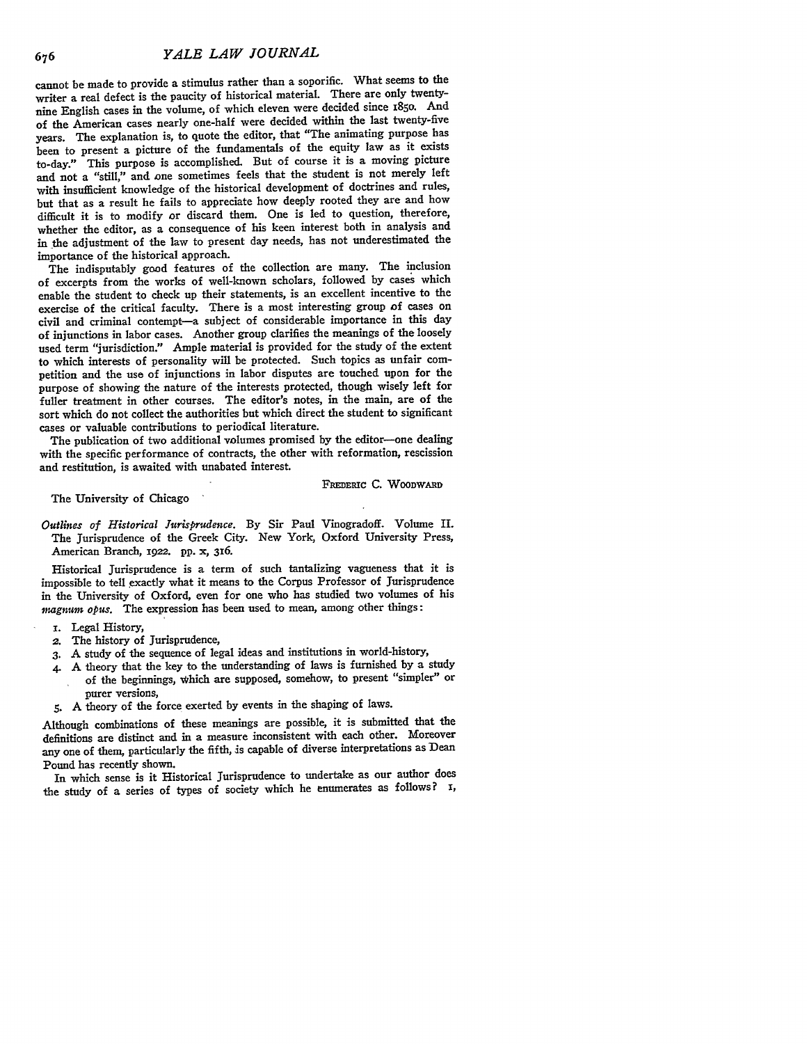cannot be made to provide a stimulus rather than a soporific. What seems to the writer a real defect is the paucity of historical material. There are only twenty-nine English cases in the volume, of which eleven were decided since 1850. And of the American cases nearly one-half were decided within the last twenty-five years. The explanation is, to quote the editor, that "The animating purpose has been to present a picture of the fundamentals of the equity law as it exists to-day." This purpose is accomplished. But of course it is a moving picture and not a "still," and one sometimes feels that the student is not merely left with insufficient knowledge of the historical development of doctrines and rules, but that as a result he fails to appreciate how deeply rooted they are and how difficult it is to modify or discard them. One is led to question, therefore, whether the editor, as a consequence of his keen interest both in analysis and in the adjustment of the law to present day needs, has not underestimated the importance of the historical approach.

The indisputably good features of the collection are many. The inclusion of excerpts from the works of well-known scholars, followed by cases which enable the student to check up their statements, is an excellent incentive to the exercise of the critical faculty. There is a most interesting group of cases on civil and criminal contempt—a subject of considerable importance in this day of injunctions in labor cases. Another group clarifies the meanings of the loosely used term "jurisdiction." Ample material is provided for the study of the extent to which interests of personality will be protected. Such topics as unfair competition and the use of injunctions in labor disputes are touched upon for the purpose of showing the nature of the interests protected, though wisely left for fuller treatment in other courses. The editor's notes, in the main, are of the sort which do not collect the authorities but which direct the student to significant cases or valuable contributions to periodical literature.

The publication of two additional volumes promised by the editor—one dealing with the specific performance of contracts, the other with reformation, rescission and restitution, is awaited with unabated interest.

FREDERIC C. WOODWARD

The University of Chicago

*Outlines of Historical Jurisprudence.* By Sir Paul Vinogradoff. Volume II. The Jurisprudence of the Greek City. New York, Oxford University Press, American Branch, 1922. pp. x, 316.

Historical Jurisprudence is a term of such tantalizing vagueness that it is impossible to tell exactly what it means to the Corpus Professor of Jurisprudence in the University of Oxford, even for one who has studied two volumes of his *magnum opus.* The expression has been used to mean, among other things:

1. Legal History,
2. The history of Jurisprudence,
3. A study of the sequence of legal ideas and institutions in world-history,
4. A theory that the key to the understanding of laws is furnished by a study of the beginnings, which are supposed, somehow, to present "simpler" or purer versions,
5. A theory of the force exerted by events in the shaping of laws.

Although combinations of these meanings are possible, it is submitted that the definitions are distinct and in a measure inconsistent with each other. Moreover any one of them, particularly the fifth, is capable of diverse interpretations as Dean Pound has recently shown.

In which sense is it Historical Jurisprudence to undertake as our author does the study of a series of types of society which he enumerates as follows? 1,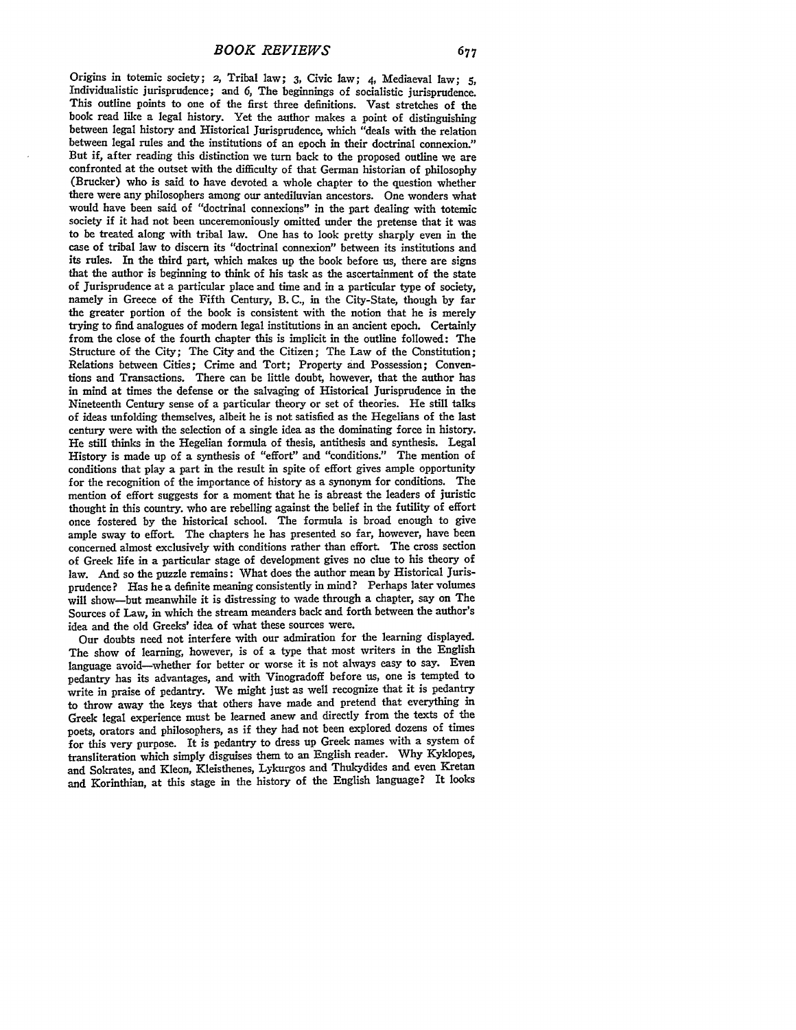Origins in totemic society; 2, Tribal law; 3, Civic law; 4, Mediaeval law; 5, Individualistic jurisprudence; and 6, The beginnings of socialistic jurisprudence. This outline points to one of the first three definitions. Vast stretches of the book read like a legal history. Yet the author makes a point of distinguishing between legal history and Historical Jurisprudence, which "deals with the relation between legal rules and the institutions of an epoch in their doctrinal connexion." But if, after reading this distinction we turn back to the proposed outline we are confronted at the outset with the difficulty of that German historian of philosophy (Brucker) who is said to have devoted a whole chapter to the question whether there were any philosophers among our antediluvian ancestors. One wonders what would have been said of "doctrinal connexions" in the part dealing with totemic society if it had not been unceremoniously omitted under the pretense that it was to be treated along with tribal law. One has to look pretty sharply even in the case of tribal law to discern its "doctrinal connexion" between its institutions and its rules. In the third part, which makes up the book before us, there are signs that the author is beginning to think of his task as the ascertainment of the state of Jurisprudence at a particular place and time and in a particular type of society, namely in Greece of the Fifth Century, B. C., in the City-State, though by far the greater portion of the book is consistent with the notion that he is merely trying to find analogues of modern legal institutions in an ancient epoch. Certainly from the close of the fourth chapter this is implicit in the outline followed: The Structure of the City; The City and the Citizen; The Law of the Constitution; Relations between Cities; Crime and Tort; Property and Possession; Conventions and Transactions. There can be little doubt, however, that the author has in mind at times the defense or the salvaging of Historical Jurisprudence in the Nineteenth Century sense of a particular theory or set of theories. He still talks of ideas unfolding themselves, albeit he is not satisfied as the Hegelians of the last century were with the selection of a single idea as the dominating force in history. He still thinks in the Hegelian formula of thesis, antithesis and synthesis. Legal History is made up of a synthesis of "effort" and "conditions." The mention of conditions that play a part in the result in spite of effort gives ample opportunity for the recognition of the importance of history as a synonym for conditions. The mention of effort suggests for a moment that he is abreast the leaders of juristic thought in this country. who are rebelling against the belief in the futility of effort once fostered by the historical school. The formula is broad enough to give ample sway to effort. The chapters he has presented so far, however, have been concerned almost exclusively with conditions rather than effort. The cross section of Greek life in a particular stage of development gives no clue to his theory of law. And so the puzzle remains: What does the author mean by Historical Jurisprudence? Has he a definite meaning consistently in mind? Perhaps later volumes will show—but meanwhile it is distressing to wade through a chapter, say on The Sources of Law, in which the stream meanders back and forth between the author's idea and the old Greeks' idea of what these sources were.

Our doubts need not interfere with our admiration for the learning displayed. The show of learning, however, is of a type that most writers in the English language avoid—whether for better or worse it is not always easy to say. Even pedantry has its advantages, and with Vinogradoff before us, one is tempted to write in praise of pedantry. We might just as well recognize that it is pedantry to throw away the keys that others have made and pretend that everything in Greek legal experience must be learned anew and directly from the texts of the poets, orators and philosophers, as if they had not been explored dozens of times for this very purpose. It is pedantry to dress up Greek names with a system of transliteration which simply disguises them to an English reader. Why Kyklopes, and Sokrates, and Kleon, Kleisthenes, Lykurgos and Thukydides and even Kretan and Korinthian, at this stage in the history of the English language? It looks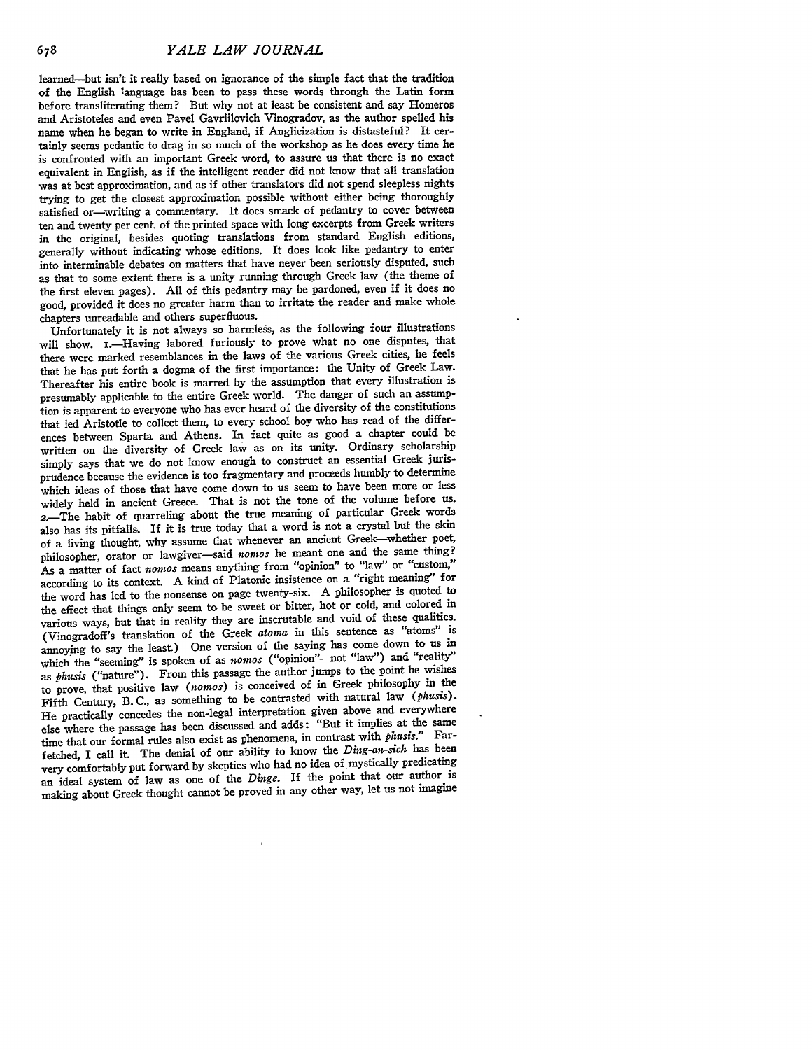learned—but isn't it really based on ignorance of the simple fact that the tradition of the English language has been to pass these words through the Latin form before transliterating them? But why not at least be consistent and say Homeros and Aristoteles and even Pavel Gavriilovich Vinogradov, as the author spelled his name when he began to write in England, if Anglicization is distasteful? It certainly seems pedantic to drag in so much of the workshop as he does every time he is confronted with an important Greek word, to assure us that there is no exact equivalent in English, as if the intelligent reader did not know that all translation was at best approximation, and as if other translators did not spend sleepless nights trying to get the closest approximation possible without either being thoroughly satisfied or—writing a commentary. It does smack of pedantry to cover between ten and twenty per cent. of the printed space with long excerpts from Greek writers in the original, besides quoting translations from standard English editions, generally without indicating whose editions. It does look like pedantry to enter into interminable debates on matters that have never been seriously disputed, such as that to some extent there is a unity running through Greek law (the theme of the first eleven pages). All of this pedantry may be pardoned, even if it does no good, provided it does no greater harm than to irritate the reader and make whole chapters unreadable and others superfluous.

Unfortunately it is not always so harmless, as the following four illustrations will show. 1.—Having labored furiously to prove what no one disputes, that there were marked resemblances in the laws of the various Greek cities, he feels that he has put forth a dogma of the first importance: the Unity of Greek Law. Thereafter his entire book is marred by the assumption that every illustration is presumably applicable to the entire Greek world. The danger of such an assumption is apparent to everyone who has ever heard of the diversity of the constitutions that led Aristotle to collect them, to every school boy who has read of the differences between Sparta and Athens. In fact quite as good a chapter could be written on the diversity of Greek law as on its unity. Ordinary scholarship simply says that we do not know enough to construct an essential Greek jurisprudence because the evidence is too fragmentary and proceeds humbly to determine which ideas of those that have come down to us seem to have been more or less widely held in ancient Greece. That is not the tone of the volume before us. 2.—The habit of quarreling about the true meaning of particular Greek words also has its pitfalls. If it is true today that a word is not a crystal but the skin of a living thought, why assume that whenever an ancient Greek—whether poet, philosopher, orator or lawgiver—said *nomos* he meant one and the same thing? As a matter of fact *nomos* means anything from "opinion" to "law" or "custom," according to its context. A kind of Platonic insistence on a "right meaning" for the word has led to the nonsense on page twenty-six. A philosopher is quoted to the effect that things only seem to be sweet or bitter, hot or cold, and colored in various ways, but that in reality they are inscrutable and void of these qualities. (Vinogradoff's translation of the Greek *atoma* in this sentence as "atoms" is annoying to say the least.) One version of the saying has come down to us in which the "seeming" is spoken of as *nomos* ("opinion"—not "law") and "reality" as *phusis* ("nature"). From this passage the author jumps to the point he wishes to prove, that positive law (*nomos*) is conceived of in Greek philosophy in the Fifth Century, B. C., as something to be contrasted with natural law (*phusis*). He practically concedes the non-legal interpretation given above and everywhere else where the passage has been discussed and adds: "But it implies at the same time that our formal rules also exist as phenomena, in contrast with *phusis*." Far-fetched, I call it. The denial of our ability to know the *Ding-an-sich* has been very comfortably put forward by skeptics who had no idea of mystically predicating an ideal system of law as one of the *Dinge*. If the point that our author is making about Greek thought cannot be proved in any other way, let us not imagine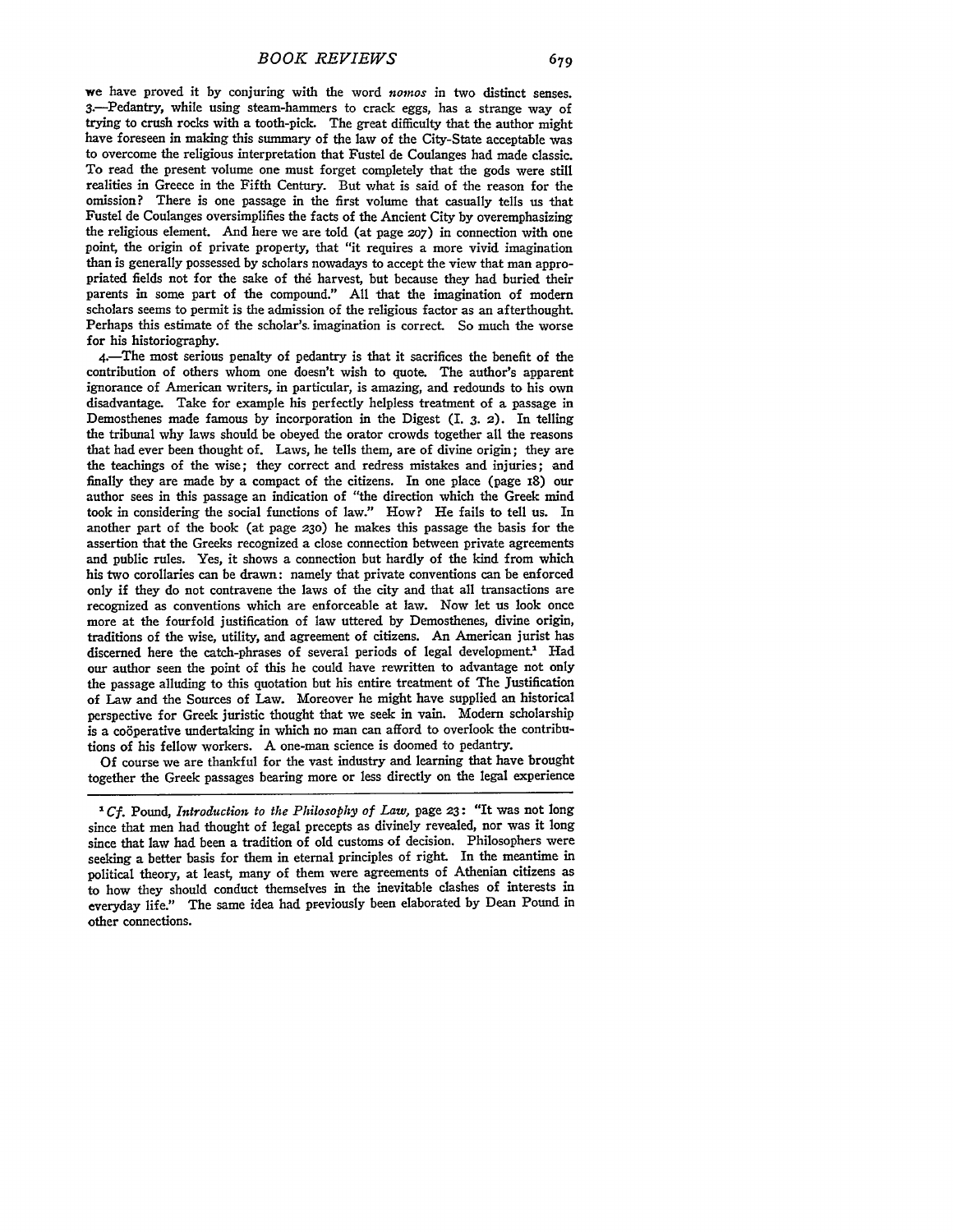we have proved it by conjuring with the word *nomos* in two distinct senses. 3.—Pedantry, while using steam-hammers to crack eggs, has a strange way of trying to crush rocks with a tooth-pick. The great difficulty that the author might have foreseen in making this summary of the law of the City-State acceptable was to overcome the religious interpretation that Fustel de Coulanges had made classic. To read the present volume one must forget completely that the gods were still realities in Greece in the Fifth Century. But what is said of the reason for the omission? There is one passage in the first volume that casually tells us that Fustel de Coulanges oversimplifies the facts of the Ancient City by overemphasizing the religious element. And here we are told (at page 207) in connection with one point, the origin of private property, that "it requires a more vivid imagination than is generally possessed by scholars nowadays to accept the view that man appropriated fields not for the sake of thé harvest, but because they had buried their parents in some part of the compound." All that the imagination of modern scholars seems to permit is the admission of the religious factor as an afterthought. Perhaps this estimate of the scholar's imagination is correct. So much the worse for his historiography.

4.—The most serious penalty of pedantry is that it sacrifices the benefit of the contribution of others whom one doesn't wish to quote. The author's apparent ignorance of American writers, in particular, is amazing, and redounds to his own disadvantage. Take for example his perfectly helpless treatment of a passage in Demosthenes made famous by incorporation in the Digest (I. 3. 2). In telling the tribunal why laws should be obeyed the orator crowds together all the reasons that had ever been thought of. Laws, he tells them, are of divine origin; they are the teachings of the wise; they correct and redress mistakes and injuries; and finally they are made by a compact of the citizens. In one place (page 18) our author sees in this passage an indication of "the direction which the Greek mind took in considering the social functions of law." How? He fails to tell us. In another part of the book (at page 230) he makes this passage the basis for the assertion that the Greeks recognized a close connection between private agreements and public rules. Yes, it shows a connection but hardly of the kind from which his two corollaries can be drawn: namely that private conventions can be enforced only if they do not contravene the laws of the city and that all transactions are recognized as conventions which are enforceable at law. Now let us look once more at the fourfold justification of law uttered by Demosthenes, divine origin, traditions of the wise, utility, and agreement of citizens. An American jurist has discerned here the catch-phrases of several periods of legal development.[1] Had our author seen the point of this he could have rewritten to advantage not only the passage alluding to this quotation but his entire treatment of The Justification of Law and the Sources of Law. Moreover he might have supplied an historical perspective for Greek juristic thought that we seek in vain. Modern scholarship is a coöperative undertaking in which no man can afford to overlook the contributions of his fellow workers. A one-man science is doomed to pedantry.

Of course we are thankful for the vast industry and learning that have brought together the Greek passages bearing more or less directly on the legal experience

---

[1] *Cf.* Pound, *Introduction to the Philosophy of Law,* page 23: "It was not long since that men had thought of legal precepts as divinely revealed, nor was it long since that law had been a tradition of old customs of decision. Philosophers were seeking a better basis for them in eternal principles of right. In the meantime in political theory, at least, many of them were agreements of Athenian citizens as to how they should conduct themselves in the inevitable clashes of interests in everyday life." The same idea had previously been elaborated by Dean Pound in other connections.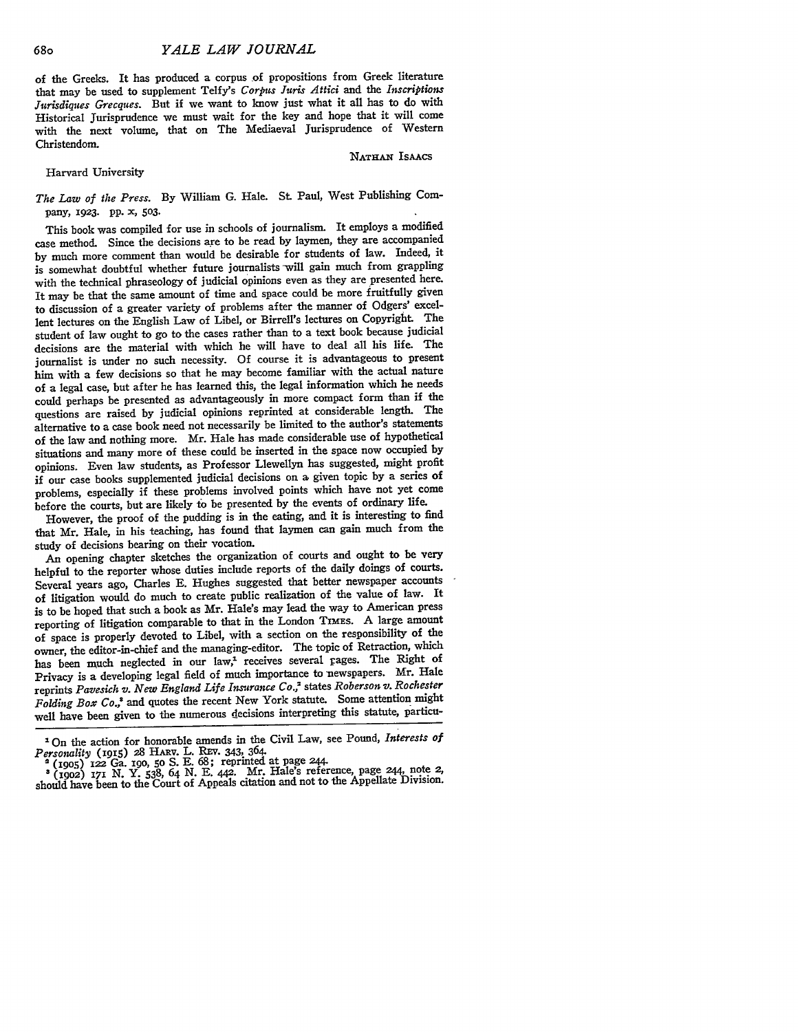of the Greeks. It has produced a corpus of propositions from Greek literature that may be used to supplement Telfy's *Corpus Juris Attici* and the *Inscriptions Jurisdiques Grecques*. But if we want to know just what it all has to do with Historical Jurisprudence we must wait for the key and hope that it will come with the next volume, that on The Mediaeval Jurisprudence of Western Christendom.

NATHAN ISAACS

Harvard University

*The Law of the Press*. By William G. Hale. St. Paul, West Publishing Company, 1923. pp. x, 503.

This book was compiled for use in schools of journalism. It employs a modified case method. Since the decisions are to be read by laymen, they are accompanied by much more comment than would be desirable for students of law. Indeed, it is somewhat doubtful whether future journalists will gain much from grappling with the technical phraseology of judicial opinions even as they are presented here. It may be that the same amount of time and space could be more fruitfully given to discussion of a greater variety of problems after the manner of Odgers' excellent lectures on the English Law of Libel, or Birrell's lectures on Copyright. The student of law ought to go to the cases rather than to a text book because judicial decisions are the material with which he will have to deal all his life. The journalist is under no such necessity. Of course it is advantageous to present him with a few decisions so that he may become familiar with the actual nature of a legal case, but after he has learned this, the legal information which he needs could perhaps be presented as advantageously in more compact form than if the questions are raised by judicial opinions reprinted at considerable length. The alternative to a case book need not necessarily be limited to the author's statements of the law and nothing more. Mr. Hale has made considerable use of hypothetical situations and many more of these could be inserted in the space now occupied by opinions. Even law students, as Professor Llewellyn has suggested, might profit if our case books supplemented judicial decisions on a given topic by a series of problems, especially if these problems involved points which have not yet come before the courts, but are likely to be presented by the events of ordinary life.

However, the proof of the pudding is in the eating, and it is interesting to find that Mr. Hale, in his teaching, has found that laymen can gain much from the study of decisions bearing on their vocation.

An opening chapter sketches the organization of courts and ought to be very helpful to the reporter whose duties include reports of the daily doings of courts. Several years ago, Charles E. Hughes suggested that better newspaper accounts of litigation would do much to create public realization of the value of law. It is to be hoped that such a book as Mr. Hale's may lead the way to American press reporting of litigation comparable to that in the London TIMES. A large amount of space is properly devoted to Libel, with a section on the responsibility of the owner, the editor-in-chief and the managing-editor. The topic of Retraction, which has been much neglected in our law,[1] receives several pages. The Right of Privacy is a developing legal field of much importance to newspapers. Mr. Hale reprints *Pavesich v. New England Life Insurance Co.*,[2] states *Roberson v. Rochester Folding Box Co.*,[3] and quotes the recent New York statute. Some attention might well have been given to the numerous decisions interpreting this statute, particu-

---

[1] On the action for honorable amends in the Civil Law, see Pound, *Interests of Personality* (1915) 28 HARV. L. REV. 343, 364.

[2] (1905) 122 Ga. 190, 50 S. E. 68; reprinted at page 244.

[3] (1902) 171 N. Y. 538, 64 N. E. 442. Mr. Hale's reference, page 244, note 2, should have been to the Court of Appeals citation and not to the Appellate Division.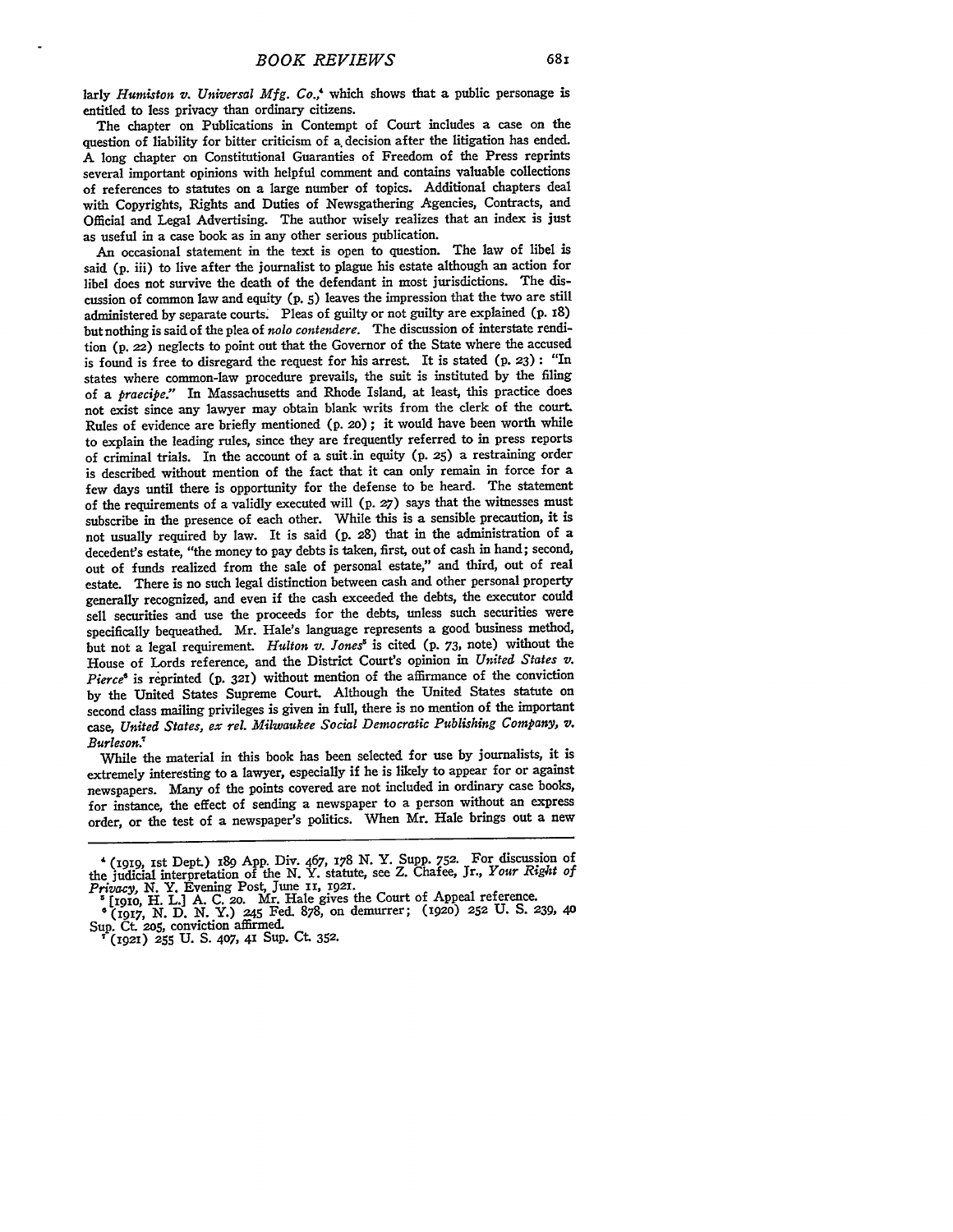larly *Humiston v. Universal Mfg. Co.*,[4] which shows that a public personage is entitled to less privacy than ordinary citizens.

The chapter on Publications in Contempt of Court includes a case on the question of liability for bitter criticism of a decision after the litigation has ended. A long chapter on Constitutional Guaranties of Freedom of the Press reprints several important opinions with helpful comment and contains valuable collections of references to statutes on a large number of topics. Additional chapters deal with Copyrights, Rights and Duties of Newsgathering Agencies, Contracts, and Official and Legal Advertising. The author wisely realizes that an index is just as useful in a case book as in any other serious publication.

An occasional statement in the text is open to question. The law of libel is said (p. iii) to live after the journalist to plague his estate although an action for libel does not survive the death of the defendant in most jurisdictions. The discussion of common law and equity (p. 5) leaves the impression that the two are still administered by separate courts. Pleas of guilty or not guilty are explained (p. 18) but nothing is said of the plea of *nolo contendere*. The discussion of interstate rendition (p. 22) neglects to point out that the Governor of the State where the accused is found is free to disregard the request for his arrest. It is stated (p. 23): "In states where common-law procedure prevails, the suit is instituted by the filing of a *praecipe*." In Massachusetts and Rhode Island, at least, this practice does not exist since any lawyer may obtain blank writs from the clerk of the court. Rules of evidence are briefly mentioned (p. 20); it would have been worth while to explain the leading rules, since they are frequently referred to in press reports of criminal trials. In the account of a suit in equity (p. 25) a restraining order is described without mention of the fact that it can only remain in force for a few days until there is opportunity for the defense to be heard. The statement of the requirements of a validly executed will (p. 27) says that the witnesses must subscribe in the presence of each other. While this is a sensible precaution, it is not usually required by law. It is said (p. 28) that in the administration of a decedent's estate, "the money to pay debts is taken, first, out of cash in hand; second, out of funds realized from the sale of personal estate," and third, out of real estate. There is no such legal distinction between cash and other personal property generally recognized, and even if the cash exceeded the debts, the executor could sell securities and use the proceeds for the debts, unless such securities were specifically bequeathed. Mr. Hale's language represents a good business method, but not a legal requirement. *Hulton v. Jones*[5] is cited (p. 73, note) without the House of Lords reference, and the District Court's opinion in *United States v. Pierce*[6] is reprinted (p. 321) without mention of the affirmance of the conviction by the United States Supreme Court. Although the United States statute on second class mailing privileges is given in full, there is no mention of the important case, *United States, ex rel. Milwaukee Social Democratic Publishing Company, v. Burleson*.[7]

While the material in this book has been selected for use by journalists, it is extremely interesting to a lawyer, especially if he is likely to appear for or against newspapers. Many of the points covered are not included in ordinary case books, for instance, the effect of sending a newspaper to a person without an express order, or the test of a newspaper's politics. When Mr. Hale brings out a new

---

[4] (1919, 1st Dept.) 189 App. Div. 467, 178 N. Y. Supp. 752. For discussion of the judicial interpretation of the N. Y. statute, see Z. Chafee, Jr., *Your Right of Privacy*, N. Y. Evening Post, June 11, 1921.

[5] [1910, H. L.] A. C. 20. Mr. Hale gives the Court of Appeal reference.

[6] (1917, N. D. N. Y.) 245 Fed. 878, on demurrer; (1920) 252 U. S. 239, 40 Sup. Ct. 205, conviction affirmed.

[7] (1921) 255 U. S. 407, 41 Sup. Ct. 352.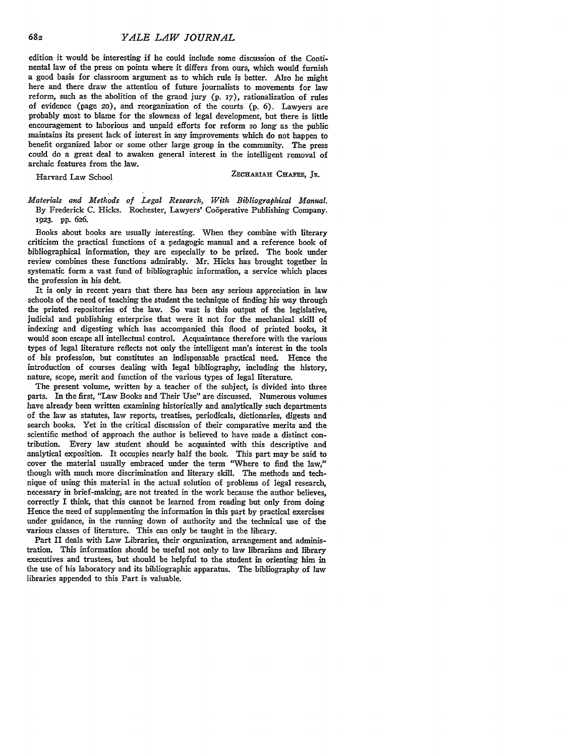edition it would be interesting if he could include some discussion of the Continental law of the press on points where it differs from ours, which would furnish a good basis for classroom argument as to which rule is better. Also he might here and there draw the attention of future journalists to movements for law reform, such as the abolition of the grand jury (p. 17), rationalization of rules of evidence (page 20), and reorganization of the courts (p. 6). Lawyers are probably most to blame for the slowness of legal development, but there is little encouragement to laborious and unpaid efforts for reform so long as the public maintains its present lack of interest in any improvements which do not happen to benefit organized labor or some other large group in the community. The press could do a great deal to awaken general interest in the intelligent removal of archaic features from the law.

Harvard Law School ZECHARIAH CHAFEE, JR.

*Materials and Methods of Legal Research, With Bibliographical Manual.* By Frederick C. Hicks. Rochester, Lawyers' Coöperative Publishing Company. 1923. pp. 626.

Books about books are usually interesting. When they combine with literary criticism the practical functions of a pedagogic manual and a reference book of bibliographical information, they are especially to be prized. The book under review combines these functions admirably. Mr. Hicks has brought together in systematic form a vast fund of bibliographic information, a service which places the profession in his debt.

It is only in recent years that there has been any serious appreciation in law schools of the need of teaching the student the technique of finding his way through the printed repositories of the law. So vast is this output of the legislative, judicial and publishing enterprise that were it not for the mechanical skill of indexing and digesting which has accompanied this flood of printed books, it would soon escape all intellectual control. Acquaintance therefore with the various types of legal literature reflects not only the intelligent man's interest in the tools of his profession, but constitutes an indispensable practical need. Hence the introduction of courses dealing with legal bibliography, including the history, nature, scope, merit and function of the various types of legal literature.

The present volume, written by a teacher of the subject, is divided into three parts. In the first, "Law Books and Their Use" are discussed. Numerous volumes have already been written examining historically and analytically such departments of the law as statutes, law reports, treatises, periodicals, dictionaries, digests and search books. Yet in the critical discussion of their comparative merits and the scientific method of approach the author is believed to have made a distinct contribution. Every law student should be acquainted with this descriptive and analytical exposition. It occupies nearly half the book. This part may be said to cover the material usually embraced under the term "Where to find the law," though with much more discrimination and literary skill. The methods and technique of using this material in the actual solution of problems of legal research, necessary in brief-making, are not treated in the work because the author believes, correctly I think, that this cannot be learned from reading but only from doing Hence the need of supplementing the information in this part by practical exercises under guidance, in the running down of authority and the technical use of the various classes of literature. This can only be taught in the library.

Part II deals with Law Libraries, their organization, arrangement and administration. This information should be useful not only to law librarians and library executives and trustees, but should be helpful to the student in orienting him in the use of his laboratory and its bibliographic apparatus. The bibliography of law libraries appended to this Part is valuable.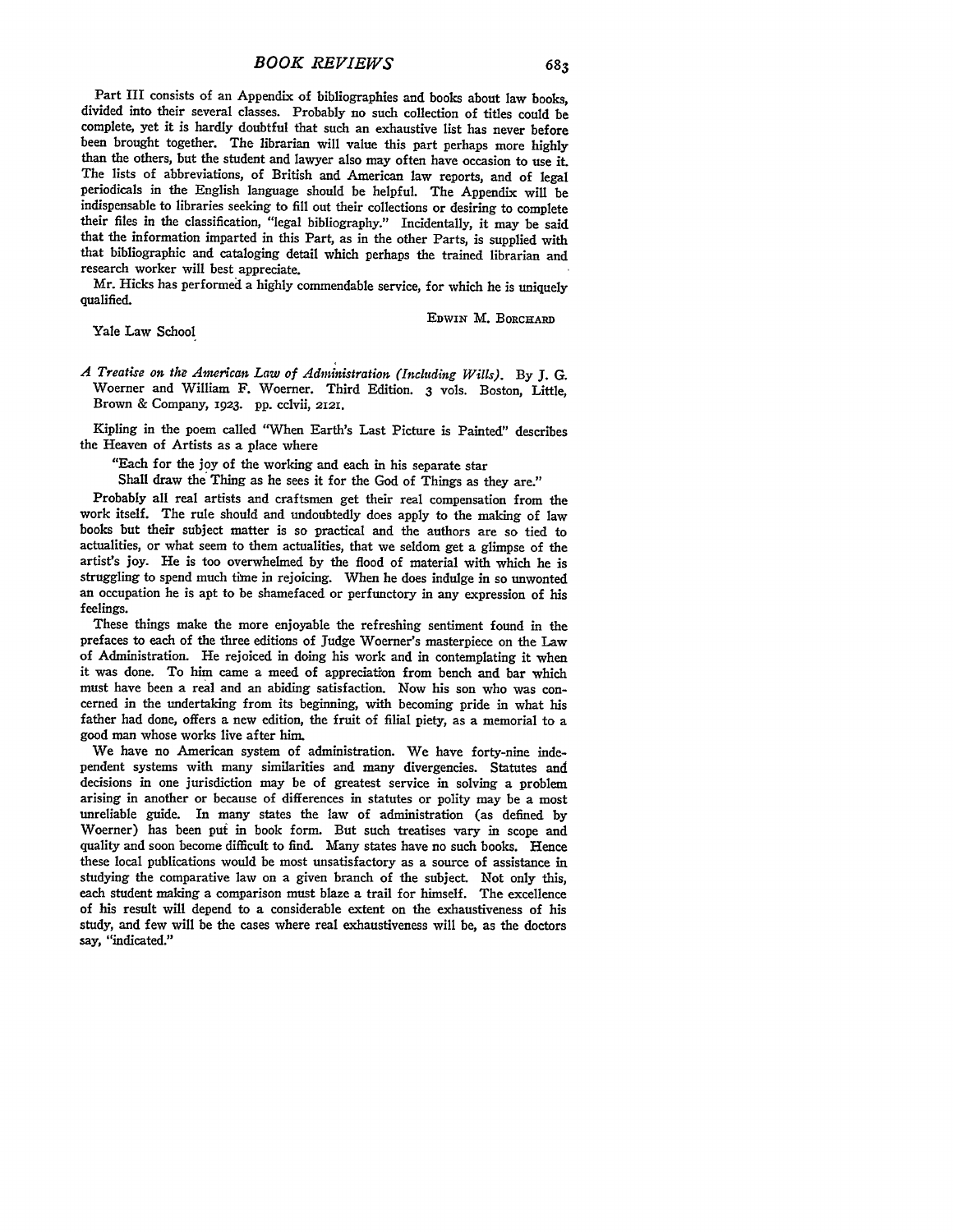Part III consists of an Appendix of bibliographies and books about law books, divided into their several classes. Probably no such collection of titles could be complete, yet it is hardly doubtful that such an exhaustive list has never before been brought together. The librarian will value this part perhaps more highly than the others, but the student and lawyer also may often have occasion to use it. The lists of abbreviations, of British and American law reports, and of legal periodicals in the English language should be helpful. The Appendix will be indispensable to libraries seeking to fill out their collections or desiring to complete their files in the classification, "legal bibliography." Incidentally, it may be said that the information imparted in this Part, as in the other Parts, is supplied with that bibliographic and cataloging detail which perhaps the trained librarian and research worker will best appreciate.

Mr. Hicks has performed a highly commendable service, for which he is uniquely qualified.

EDWIN M. BORCHARD

Yale Law School

*A Treatise on the American Law of Administration (Including Wills).* By J. G. Woerner and William F. Woerner. Third Edition. 3 vols. Boston, Little, Brown & Company, 1923. pp. cclvii, 2121.

Kipling in the poem called "When Earth's Last Picture is Painted" describes the Heaven of Artists as a place where

"Each for the joy of the working and each in his separate star
Shall draw the Thing as he sees it for the God of Things as they are."

Probably all real artists and craftsmen get their real compensation from the work itself. The rule should and undoubtedly does apply to the making of law books but their subject matter is so practical and the authors are so tied to actualities, or what seem to them actualities, that we seldom get a glimpse of the artist's joy. He is too overwhelmed by the flood of material with which he is struggling to spend much time in rejoicing. When he does indulge in so unwonted an occupation he is apt to be shamefaced or perfunctory in any expression of his feelings.

These things make the more enjoyable the refreshing sentiment found in the prefaces to each of the three editions of Judge Woerner's masterpiece on the Law of Administration. He rejoiced in doing his work and in contemplating it when it was done. To him came a meed of appreciation from bench and bar which must have been a real and an abiding satisfaction. Now his son who was concerned in the undertaking from its beginning, with becoming pride in what his father had done, offers a new edition, the fruit of filial piety, as a memorial to a good man whose works live after him.

We have no American system of administration. We have forty-nine independent systems with many similarities and many divergencies. Statutes and decisions in one jurisdiction may be of greatest service in solving a problem arising in another or because of differences in statutes or polity may be a most unreliable guide. In many states the law of administration (as defined by Woerner) has been put in book form. But such treatises vary in scope and quality and soon become difficult to find. Many states have no such books. Hence these local publications would be most unsatisfactory as a source of assistance in studying the comparative law on a given branch of the subject. Not only this, each student making a comparison must blaze a trail for himself. The excellence of his result will depend to a considerable extent on the exhaustiveness of his study, and few will be the cases where real exhaustiveness will be, as the doctors say, "indicated."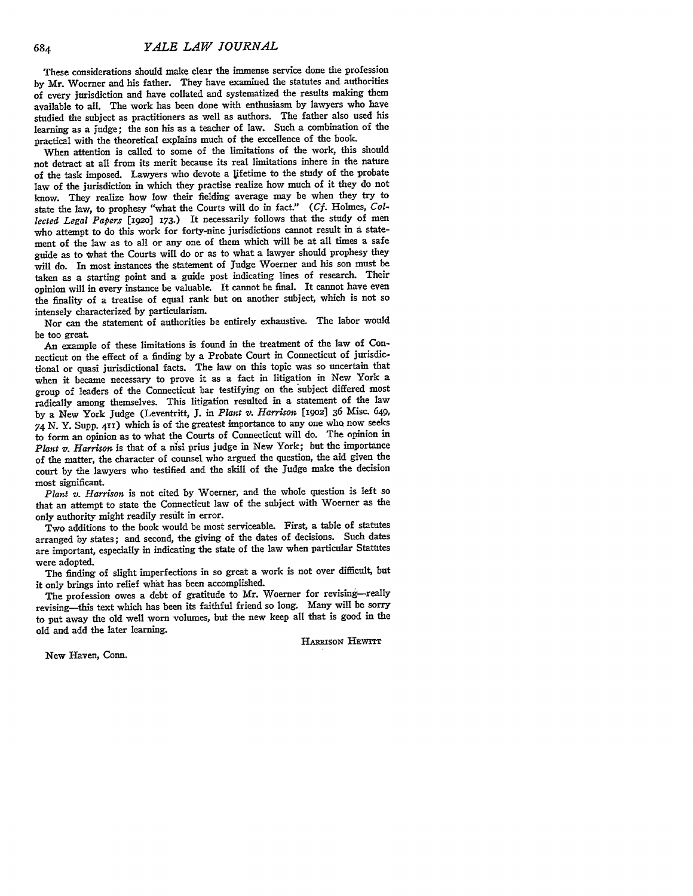These considerations should make clear the immense service done the profession by Mr. Woerner and his father. They have examined the statutes and authorities of every jurisdiction and have collated and systematized the results making them available to all. The work has been done with enthusiasm by lawyers who have studied the subject as practitioners as well as authors. The father also used his learning as a judge; the son his as a teacher of law. Such a combination of the practical with the theoretical explains much of the excellence of the book.

When attention is called to some of the limitations of the work, this should not detract at all from its merit because its real limitations inhere in the nature of the task imposed. Lawyers who devote a lifetime to the study of the probate law of the jurisdiction in which they practise realize how much of it they do not know. They realize how low their fielding average may be when they try to state the law, to prophesy "what the Courts will do in fact." (*Cf.* Holmes, *Collected Legal Papers* [1920] 173.) It necessarily follows that the study of men who attempt to do this work for forty-nine jurisdictions cannot result in a statement of the law as to all or any one of them which will be at all times a safe guide as to what the Courts will do or as to what a lawyer should prophesy they will do. In most instances the statement of Judge Woerner and his son must be taken as a starting point and a guide post indicating lines of research. Their opinion will in every instance be valuable. It cannot be final. It cannot have even the finality of a treatise of equal rank but on another subject, which is not so intensely characterized by particularism.

Nor can the statement of authorities be entirely exhaustive. The labor would be too great.

An example of these limitations is found in the treatment of the law of Connecticut on the effect of a finding by a Probate Court in Connecticut of jurisdictional or quasi jurisdictional facts. The law on this topic was so uncertain that when it became necessary to prove it as a fact in litigation in New York a group of leaders of the Connecticut bar testifying on the subject differed most radically among themselves. This litigation resulted in a statement of the law by a New York Judge (Leventritt, J. in *Plant v. Harrison* [1902] 36 Misc. 649, 74 N. Y. Supp. 411) which is of the greatest importance to any one who now seeks to form an opinion as to what the Courts of Connecticut will do. The opinion in *Plant v. Harrison* is that of a nisi prius judge in New York; but the importance of the matter, the character of counsel who argued the question, the aid given the court by the lawyers who testified and the skill of the Judge make the decision most significant.

*Plant v. Harrison* is not cited by Woerner, and the whole question is left so that an attempt to state the Connecticut law of the subject with Woerner as the only authority might readily result in error.

Two additions to the book would be most serviceable. First, a table of statutes arranged by states; and second, the giving of the dates of decisions. Such dates are important, especially in indicating the state of the law when particular Statutes were adopted.

The finding of slight imperfections in so great a work is not over difficult, but it only brings into relief what has been accomplished.

The profession owes a debt of gratitude to Mr. Woerner for revising—really revising—this text which has been its faithful friend so long. Many will be sorry to put away the old well worn volumes, but the new keep all that is good in the old and add the later learning.

HARRISON HEWITT

New Haven, Conn.